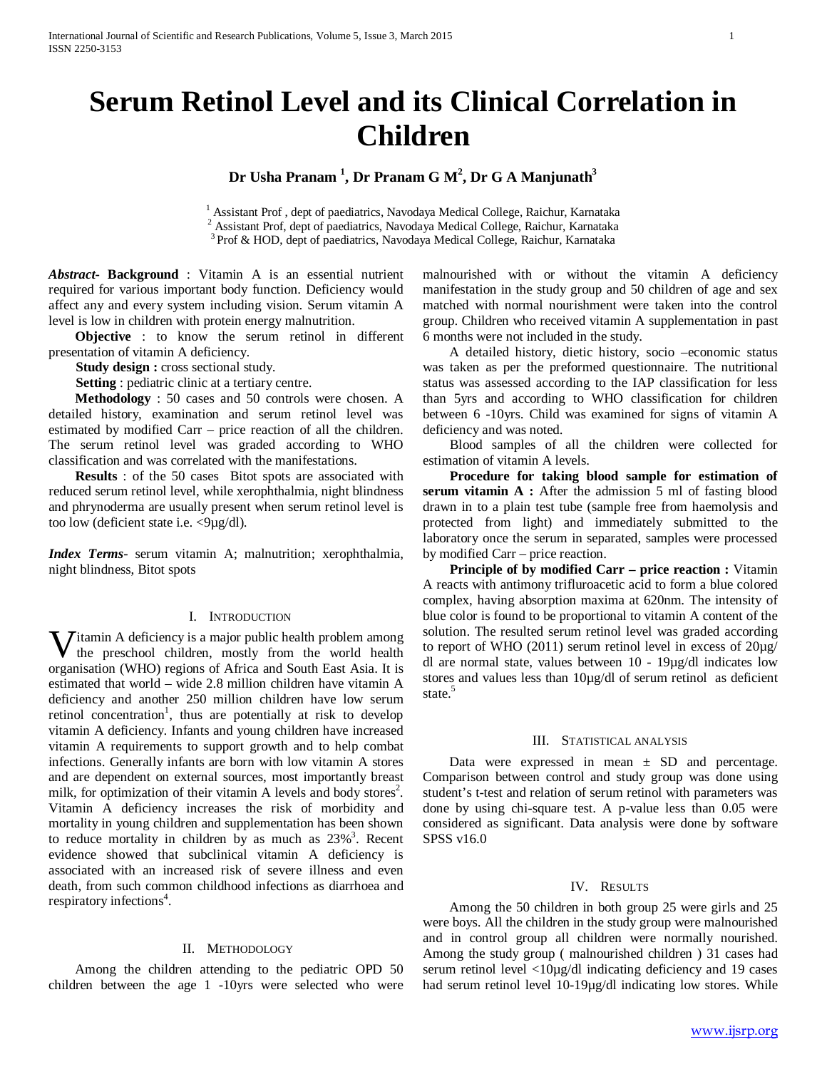# Serum Retinol Level and its Clinical Correlation in Children

**Dr Usha Pranam [1], Dr Pranam G M[2], Dr G A Manjunath[3]**

[1] Assistant Prof , dept of paediatrics, Navodaya Medical College, Raichur, Karnataka
[2] Assistant Prof, dept of paediatrics, Navodaya Medical College, Raichur, Karnataka
[3] Prof & HOD, dept of paediatrics, Navodaya Medical College, Raichur, Karnataka

***Abstract*- Background** : Vitamin A is an essential nutrient required for various important body function. Deficiency would affect any and every system including vision. Serum vitamin A level is low in children with protein energy malnutrition.

**Objective** : to know the serum retinol in different presentation of vitamin A deficiency.

**Study design :** cross sectional study.

**Setting** : pediatric clinic at a tertiary centre.

**Methodology** : 50 cases and 50 controls were chosen. A detailed history, examination and serum retinol level was estimated by modified Carr – price reaction of all the children. The serum retinol level was graded according to WHO classification and was correlated with the manifestations.

**Results** : of the 50 cases Bitot spots are associated with reduced serum retinol level, while xerophthalmia, night blindness and phrynoderma are usually present when serum retinol level is too low (deficient state i.e. <9µg/dl).

***Index Terms***- serum vitamin A; malnutrition; xerophthalmia, night blindness, Bitot spots

## I. Introduction

Vitamin A deficiency is a major public health problem among the preschool children, mostly from the world health organisation (WHO) regions of Africa and South East Asia. It is estimated that world – wide 2.8 million children have vitamin A deficiency and another 250 million children have low serum retinol concentration[1], thus are potentially at risk to develop vitamin A deficiency. Infants and young children have increased vitamin A requirements to support growth and to help combat infections. Generally infants are born with low vitamin A stores and are dependent on external sources, most importantly breast milk, for optimization of their vitamin A levels and body stores[2]. Vitamin A deficiency increases the risk of morbidity and mortality in young children and supplementation has been shown to reduce mortality in children by as much as 23%[3]. Recent evidence showed that subclinical vitamin A deficiency is associated with an increased risk of severe illness and even death, from such common childhood infections as diarrhoea and respiratory infections[4].

## II. Methodology

Among the children attending to the pediatric OPD 50 children between the age 1 -10yrs were selected who were malnourished with or without the vitamin A deficiency manifestation in the study group and 50 children of age and sex matched with normal nourishment were taken into the control group. Children who received vitamin A supplementation in past 6 months were not included in the study.

A detailed history, dietic history, socio –economic status was taken as per the preformed questionnaire. The nutritional status was assessed according to the IAP classification for less than 5yrs and according to WHO classification for children between 6 -10yrs. Child was examined for signs of vitamin A deficiency and was noted.

Blood samples of all the children were collected for estimation of vitamin A levels.

**Procedure for taking blood sample for estimation of serum vitamin A :** After the admission 5 ml of fasting blood drawn in to a plain test tube (sample free from haemolysis and protected from light) and immediately submitted to the laboratory once the serum in separated, samples were processed by modified Carr – price reaction.

**Principle of by modified Carr – price reaction :** Vitamin A reacts with antimony trifluroacetic acid to form a blue colored complex, having absorption maxima at 620nm. The intensity of blue color is found to be proportional to vitamin A content of the solution. The resulted serum retinol level was graded according to report of WHO (2011) serum retinol level in excess of 20µg/ dl are normal state, values between 10 - 19µg/dl indicates low stores and values less than 10µg/dl of serum retinol as deficient state.[5]

## III. Statistical analysis

Data were expressed in mean ± SD and percentage. Comparison between control and study group was done using student's t-test and relation of serum retinol with parameters was done by using chi-square test. A p-value less than 0.05 were considered as significant. Data analysis were done by software SPSS v16.0

## IV. Results

Among the 50 children in both group 25 were girls and 25 were boys. All the children in the study group were malnourished and in control group all children were normally nourished. Among the study group ( malnourished children ) 31 cases had serum retinol level <10µg/dl indicating deficiency and 19 cases had serum retinol level 10-19µg/dl indicating low stores. While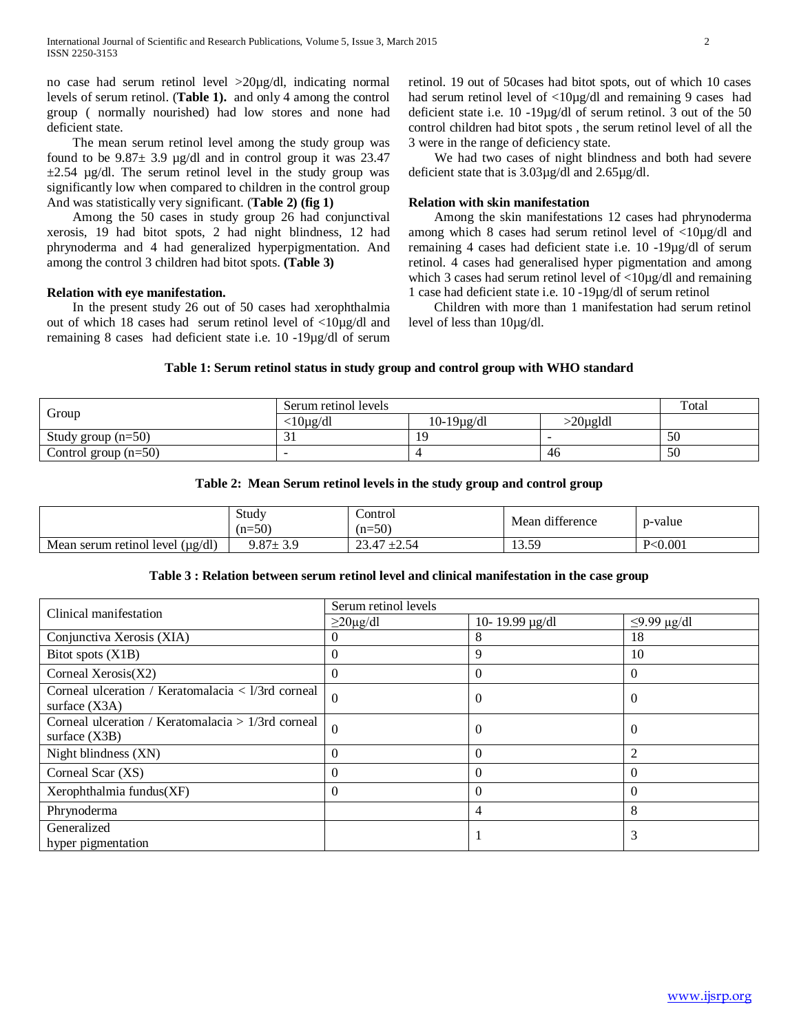no case had serum retinol level >20µg/dl, indicating normal levels of serum retinol. (**Table 1).** and only 4 among the control group ( normally nourished) had low stores and none had deficient state.

The mean serum retinol level among the study group was found to be 9.87± 3.9 µg/dl and in control group it was 23.47 ±2.54 µg/dl. The serum retinol level in the study group was significantly low when compared to children in the control group And was statistically very significant. (**Table 2) (fig 1)**

Among the 50 cases in study group 26 had conjunctival xerosis, 19 had bitot spots, 2 had night blindness, 12 had phrynoderma and 4 had generalized hyperpigmentation. And among the control 3 children had bitot spots. **(Table 3)**

**Relation with eye manifestation.**

In the present study 26 out of 50 cases had xerophthalmia out of which 18 cases had serum retinol level of <10µg/dl and remaining 8 cases had deficient state i.e. 10 -19µg/dl of serum retinol. 19 out of 50cases had bitot spots, out of which 10 cases had serum retinol level of <10µg/dl and remaining 9 cases had deficient state i.e. 10 -19µg/dl of serum retinol. 3 out of the 50 control children had bitot spots , the serum retinol level of all the 3 were in the range of deficiency state.

We had two cases of night blindness and both had severe deficient state that is 3.03µg/dl and 2.65µg/dl.

**Relation with skin manifestation**

Among the skin manifestations 12 cases had phrynoderma among which 8 cases had serum retinol level of <10µg/dl and remaining 4 cases had deficient state i.e. 10 -19µg/dl of serum retinol. 4 cases had generalised hyper pigmentation and among which 3 cases had serum retinol level of <10µg/dl and remaining 1 case had deficient state i.e. 10 -19µg/dl of serum retinol

Children with more than 1 manifestation had serum retinol level of less than 10µg/dl.

**Table 1: Serum retinol status in study group and control group with WHO standard**

| Group | Serum retinol levels | | | Total |
|---|---|---|---|---|
| | <10µg/dl | 10-19µg/dl | >20µgldl | |
| Study group (n=50) | 31 | 19 | - | 50 |
| Control group (n=50) | - | 4 | 46 | 50 |

**Table 2: Mean Serum retinol levels in the study group and control group**

| | Study (n=50) | Control (n=50) | Mean difference | p-value |
|---|---|---|---|---|
| Mean serum retinol level (µg/dl) | 9.87± 3.9 | 23.47 ±2.54 | 13.59 | P<0.001 |

**Table 3 : Relation between serum retinol level and clinical manifestation in the case group**

| Clinical manifestation | Serum retinol levels | | |
|---|---|---|---|
| | ≥20µg/dl | 10- 19.99 µg/dl | ≤9.99 µg/dl |
| Conjunctiva Xerosis (XIA) | 0 | 8 | 18 |
| Bitot spots (X1B) | 0 | 9 | 10 |
| Corneal Xerosis(X2) | 0 | 0 | 0 |
| Corneal ulceration / Keratomalacia < l/3rd corneal surface (X3A) | 0 | 0 | 0 |
| Corneal ulceration / Keratomalacia > 1/3rd corneal surface (X3B) | 0 | 0 | 0 |
| Night blindness (XN) | 0 | 0 | 2 |
| Corneal Scar (XS) | 0 | 0 | 0 |
| Xerophthalmia fundus(XF) | 0 | 0 | 0 |
| Phrynoderma | | 4 | 8 |
| Generalized hyper pigmentation | | 1 | 3 |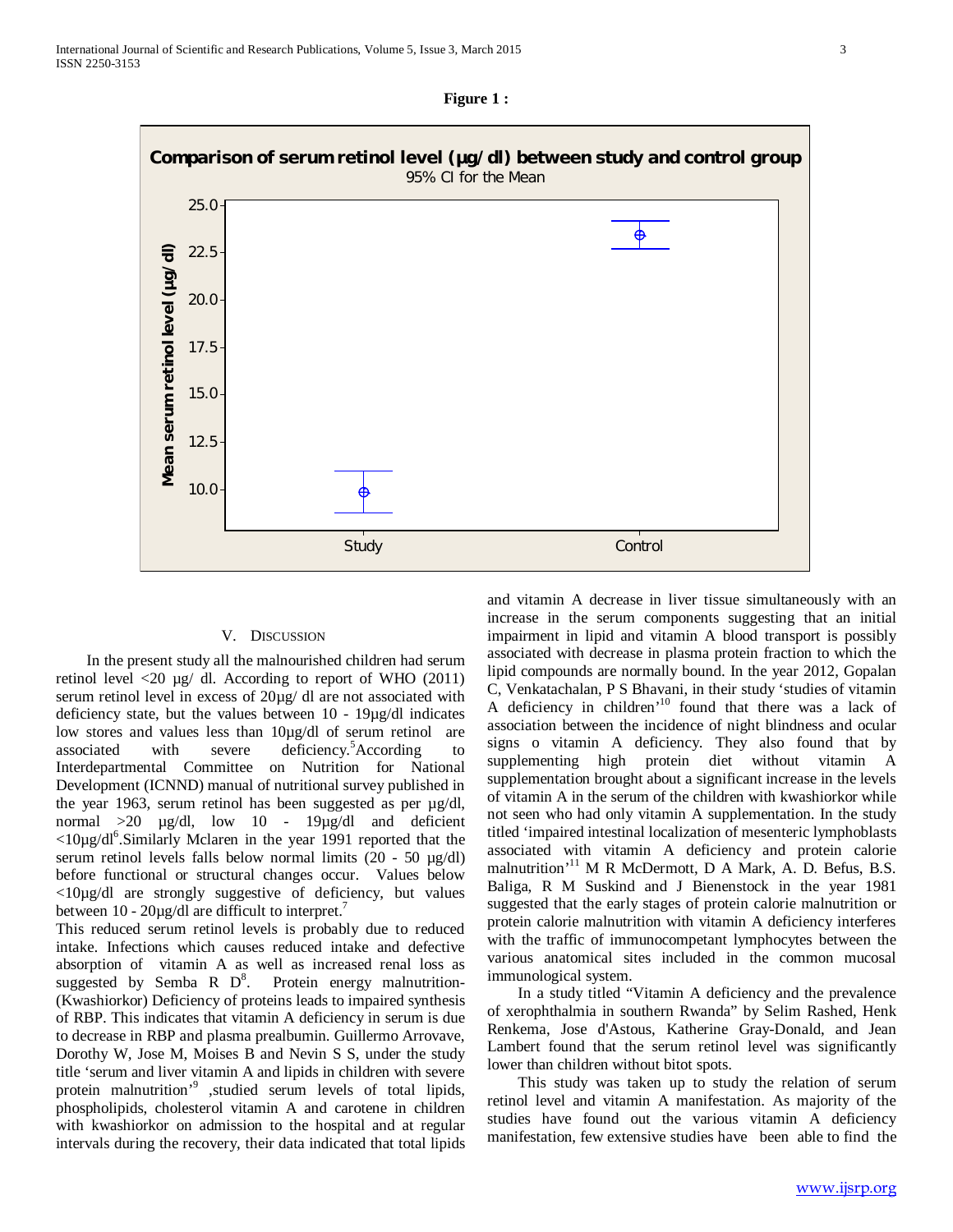**Figure 1 :**

V. DISCUSSION

In the present study all the malnourished children had serum retinol level <20 µg/ dl. According to report of WHO (2011) serum retinol level in excess of 20µg/ dl are not associated with deficiency state, but the values between 10 - 19µg/dl indicates low stores and values less than 10µg/dl of serum retinol are associated with severe deficiency.[5]According to Interdepartmental Committee on Nutrition for National Development (ICNND) manual of nutritional survey published in the year 1963, serum retinol has been suggested as per µg/dl, normal >20 µg/dl, low 10 - 19µg/dl and deficient <10µg/dl[6].Similarly Mclaren in the year 1991 reported that the serum retinol levels falls below normal limits (20 - 50 µg/dl) before functional or structural changes occur. Values below <10µg/dl are strongly suggestive of deficiency, but values between 10 - 20µg/dl are difficult to interpret.[7]

This reduced serum retinol levels is probably due to reduced intake. Infections which causes reduced intake and defective absorption of vitamin A as well as increased renal loss as suggested by Semba R D[8]. Protein energy malnutrition-(Kwashiorkor) Deficiency of proteins leads to impaired synthesis of RBP. This indicates that vitamin A deficiency in serum is due to decrease in RBP and plasma prealbumin. Guillermo Arrovave, Dorothy W, Jose M, Moises B and Nevin S S, under the study title 'serum and liver vitamin A and lipids in children with severe protein malnutrition'[9] ,studied serum levels of total lipids, phospholipids, cholesterol vitamin A and carotene in children with kwashiorkor on admission to the hospital and at regular intervals during the recovery, their data indicated that total lipids and vitamin A decrease in liver tissue simultaneously with an increase in the serum components suggesting that an initial impairment in lipid and vitamin A blood transport is possibly associated with decrease in plasma protein fraction to which the lipid compounds are normally bound. In the year 2012, Gopalan C, Venkatachalan, P S Bhavani, in their study 'studies of vitamin A deficiency in children'[10] found that there was a lack of association between the incidence of night blindness and ocular signs o vitamin A deficiency. They also found that by supplementing high protein diet without vitamin A supplementation brought about a significant increase in the levels of vitamin A in the serum of the children with kwashiorkor while not seen who had only vitamin A supplementation. In the study titled 'impaired intestinal localization of mesenteric lymphoblasts associated with vitamin A deficiency and protein calorie malnutrition'[11] M R McDermott, D A Mark, A. D. Befus, B.S. Baliga, R M Suskind and J Bienenstock in the year 1981 suggested that the early stages of protein calorie malnutrition or protein calorie malnutrition with vitamin A deficiency interferes with the traffic of immunocompetant lymphocytes between the various anatomical sites included in the common mucosal immunological system.

In a study titled "Vitamin A deficiency and the prevalence of xerophthalmia in southern Rwanda" by Selim Rashed, Henk Renkema, Jose d'Astous, Katherine Gray-Donald, and Jean Lambert found that the serum retinol level was significantly lower than children without bitot spots.

This study was taken up to study the relation of serum retinol level and vitamin A manifestation. As majority of the studies have found out the various vitamin A deficiency manifestation, few extensive studies have been able to find the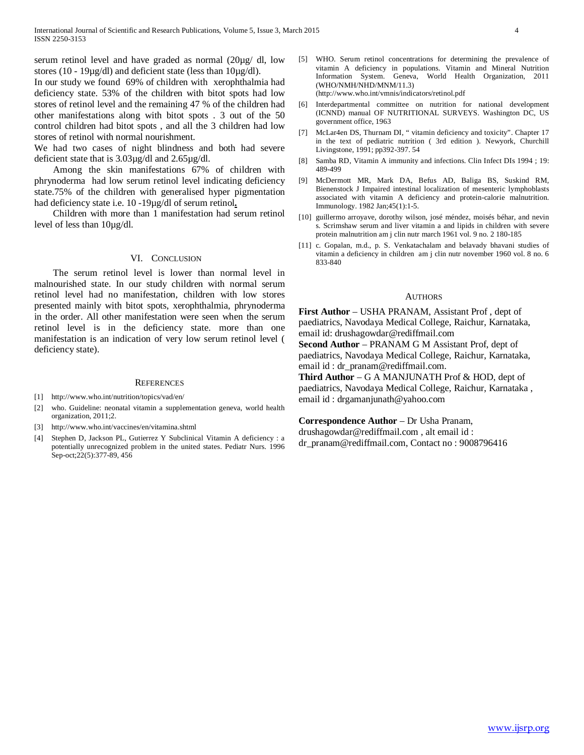serum retinol level and have graded as normal (20µg/ dl, low stores (10 - 19µg/dl) and deficient state (less than 10µg/dl).
In our study we found 69% of children with xerophthalmia had deficiency state. 53% of the children with bitot spots had low stores of retinol level and the remaining 47 % of the children had other manifestations along with bitot spots . 3 out of the 50 control children had bitot spots , and all the 3 children had low stores of retinol with normal nourishment.
We had two cases of night blindness and both had severe deficient state that is 3.03µg/dl and 2.65µg/dl.

Among the skin manifestations 67% of children with phrynoderma had low serum retinol level indicating deficiency state.75% of the children with generalised hyper pigmentation had deficiency state i.e. 10 -19µg/dl of serum retinol**.**

Children with more than 1 manifestation had serum retinol level of less than 10µg/dl.

## VI. Conclusion

The serum retinol level is lower than normal level in malnourished state. In our study children with normal serum retinol level had no manifestation, children with low stores presented mainly with bitot spots, xerophthalmia, phrynoderma in the order. All other manifestation were seen when the serum retinol level is in the deficiency state. more than one manifestation is an indication of very low serum retinol level ( deficiency state).

## References

[1] http://www.who.int/nutrition/topics/vad/en/

[2] who. Guideline: neonatal vitamin a supplementation geneva, world health organization, 2011;2.

[3] http://www.who.int/vaccines/en/vitamina.shtml

[4] Stephen D, Jackson PL, Gutierrez Y Subclinical Vitamin A deficiency : a potentially unrecognized problem in the united states. Pediatr Nurs. 1996 Sep-oct;22(5):377-89, 456

[5] WHO. Serum retinol concentrations for determining the prevalence of vitamin A deficiency in populations. Vitamin and Mineral Nutrition Information System. Geneva, World Health Organization, 2011 (WHO/NMH/NHD/MNM/11.3) (http://www.who.int/vmnis/indicators/retinol.pdf

[6] Interdepartmental committee on nutrition for national development (ICNND) manual OF NUTRITIONAL SURVEYS. Washington DC, US government office, 1963

[7] McLar4en DS, Thurnam DI, " vitamin deficiency and toxicity". Chapter 17 in the text of pediatric nutrition ( 3rd edition ). Newyork, Churchill Livingstone, 1991; pp392-397. 54

[8] Samba RD, Vitamin A immunity and infections. Clin Infect DIs 1994 ; 19: 489-499

[9] McDermott MR, Mark DA, Befus AD, Baliga BS, Suskind RM, Bienenstock J Impaired intestinal localization of mesenteric lymphoblasts associated with vitamin A deficiency and protein-calorie malnutrition. Immunology. 1982 Jan;45(1):1-5.

[10] guillermo arroyave, dorothy wilson, josé méndez, moisés béhar, and nevin s. Scrimshaw serum and liver vitamin a and lipids in children with severe protein malnutrition am j clin nutr march 1961 vol. 9 no. 2 180-185

[11] c. Gopalan, m.d., p. S. Venkatachalam and belavady bhavani studies of vitamin a deficiency in children am j clin nutr november 1960 vol. 8 no. 6 833-840

## Authors

**First Author** – USHA PRANAM, Assistant Prof , dept of paediatrics, Navodaya Medical College, Raichur, Karnataka, email id: drushagowdar@rediffmail.com

**Second Author** – PRANAM G M Assistant Prof, dept of paediatrics, Navodaya Medical College, Raichur, Karnataka, email id : dr_pranam@rediffmail.com.

**Third Author** – G A MANJUNATH Prof & HOD, dept of paediatrics, Navodaya Medical College, Raichur, Karnataka , email id : drgamanjunath@yahoo.com

**Correspondence Author** – Dr Usha Pranam, drushagowdar@rediffmail.com , alt email id : dr_pranam@rediffmail.com, Contact no : 9008796416